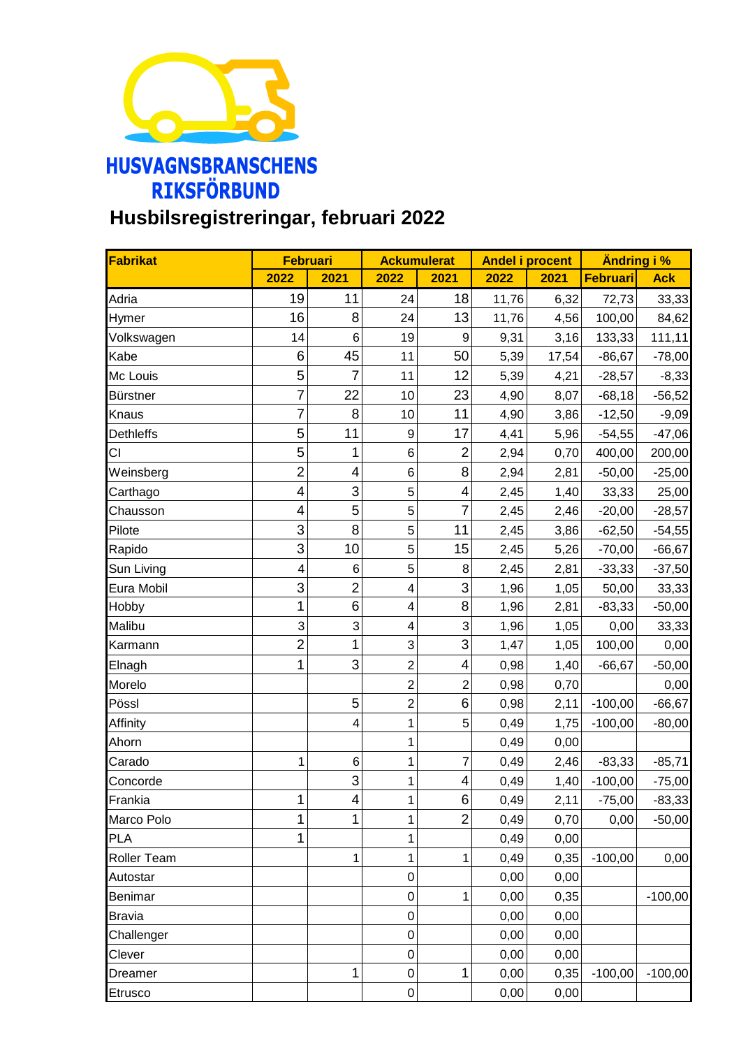HUSVAGNSBRANSCHENS RIKSFÖRBUND

# Husbilsregistreringar, februari 2022

| Fabrikat | Februari | | Ackumulerat | | Andel i procent | | Ändring i % | |
|---|---|---|---|---|---|---|---|---|
| | 2022 | 2021 | 2022 | 2021 | 2022 | 2021 | Februari | Ack |
| Adria | 19 | 11 | 24 | 18 | 11,76 | 6,32 | 72,73 | 33,33 |
| Hymer | 16 | 8 | 24 | 13 | 11,76 | 4,56 | 100,00 | 84,62 |
| Volkswagen | 14 | 6 | 19 | 9 | 9,31 | 3,16 | 133,33 | 111,11 |
| Kabe | 6 | 45 | 11 | 50 | 5,39 | 17,54 | -86,67 | -78,00 |
| Mc Louis | 5 | 7 | 11 | 12 | 5,39 | 4,21 | -28,57 | -8,33 |
| Bürstner | 7 | 22 | 10 | 23 | 4,90 | 8,07 | -68,18 | -56,52 |
| Knaus | 7 | 8 | 10 | 11 | 4,90 | 3,86 | -12,50 | -9,09 |
| Dethleffs | 5 | 11 | 9 | 17 | 4,41 | 5,96 | -54,55 | -47,06 |
| CI | 5 | 1 | 6 | 2 | 2,94 | 0,70 | 400,00 | 200,00 |
| Weinsberg | 2 | 4 | 6 | 8 | 2,94 | 2,81 | -50,00 | -25,00 |
| Carthago | 4 | 3 | 5 | 4 | 2,45 | 1,40 | 33,33 | 25,00 |
| Chausson | 4 | 5 | 5 | 7 | 2,45 | 2,46 | -20,00 | -28,57 |
| Pilote | 3 | 8 | 5 | 11 | 2,45 | 3,86 | -62,50 | -54,55 |
| Rapido | 3 | 10 | 5 | 15 | 2,45 | 5,26 | -70,00 | -66,67 |
| Sun Living | 4 | 6 | 5 | 8 | 2,45 | 2,81 | -33,33 | -37,50 |
| Eura Mobil | 3 | 2 | 4 | 3 | 1,96 | 1,05 | 50,00 | 33,33 |
| Hobby | 1 | 6 | 4 | 8 | 1,96 | 2,81 | -83,33 | -50,00 |
| Malibu | 3 | 3 | 4 | 3 | 1,96 | 1,05 | 0,00 | 33,33 |
| Karmann | 2 | 1 | 3 | 3 | 1,47 | 1,05 | 100,00 | 0,00 |
| Elnagh | 1 | 3 | 2 | 4 | 0,98 | 1,40 | -66,67 | -50,00 |
| Morelo | | | 2 | 2 | 0,98 | 0,70 | | 0,00 |
| Pössl | | 5 | 2 | 6 | 0,98 | 2,11 | -100,00 | -66,67 |
| Affinity | | 4 | 1 | 5 | 0,49 | 1,75 | -100,00 | -80,00 |
| Ahorn | | | 1 | | 0,49 | 0,00 | | |
| Carado | 1 | 6 | 1 | 7 | 0,49 | 2,46 | -83,33 | -85,71 |
| Concorde | | 3 | 1 | 4 | 0,49 | 1,40 | -100,00 | -75,00 |
| Frankia | 1 | 4 | 1 | 6 | 0,49 | 2,11 | -75,00 | -83,33 |
| Marco Polo | 1 | 1 | 1 | 2 | 0,49 | 0,70 | 0,00 | -50,00 |
| PLA | 1 | | 1 | | 0,49 | 0,00 | | |
| Roller Team | | 1 | 1 | 1 | 0,49 | 0,35 | -100,00 | 0,00 |
| Autostar | | | 0 | | 0,00 | 0,00 | | |
| Benimar | | | 0 | 1 | 0,00 | 0,35 | | -100,00 |
| Bravia | | | 0 | | 0,00 | 0,00 | | |
| Challenger | | | 0 | | 0,00 | 0,00 | | |
| Clever | | | 0 | | 0,00 | 0,00 | | |
| Dreamer | | 1 | 0 | 1 | 0,00 | 0,35 | -100,00 | -100,00 |
| Etrusco | | | 0 | | 0,00 | 0,00 | | |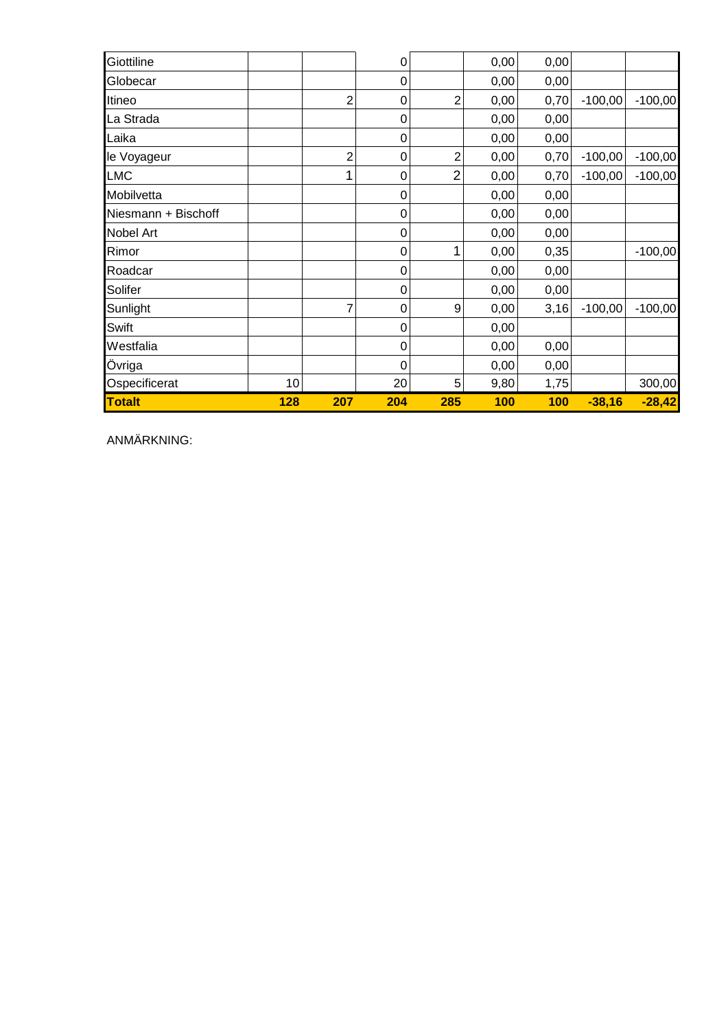| | | | | | | | | |
|---|---|---|---|---|---|---|---|---|
| Giottiline | | | 0 | | 0,00 | 0,00 | | |
| Globecar | | | 0 | | 0,00 | 0,00 | | |
| Itineo | | 2 | 0 | 2 | 0,00 | 0,70 | -100,00 | -100,00 |
| La Strada | | | 0 | | 0,00 | 0,00 | | |
| Laika | | | 0 | | 0,00 | 0,00 | | |
| le Voyageur | | 2 | 0 | 2 | 0,00 | 0,70 | -100,00 | -100,00 |
| LMC | | 1 | 0 | 2 | 0,00 | 0,70 | -100,00 | -100,00 |
| Mobilvetta | | | 0 | | 0,00 | 0,00 | | |
| Niesmann + Bischoff | | | 0 | | 0,00 | 0,00 | | |
| Nobel Art | | | 0 | | 0,00 | 0,00 | | |
| Rimor | | | 0 | 1 | 0,00 | 0,35 | | -100,00 |
| Roadcar | | | 0 | | 0,00 | 0,00 | | |
| Solifer | | | 0 | | 0,00 | 0,00 | | |
| Sunlight | | 7 | 0 | 9 | 0,00 | 3,16 | -100,00 | -100,00 |
| Swift | | | 0 | | 0,00 | | | |
| Westfalia | | | 0 | | 0,00 | 0,00 | | |
| Övriga | | | 0 | | 0,00 | 0,00 | | |
| Ospecificerat | 10 | | 20 | 5 | 9,80 | 1,75 | | 300,00 |
| **Totalt** | **128** | **207** | **204** | **285** | **100** | **100** | **-38,16** | **-28,42** |

ANMÄRKNING: